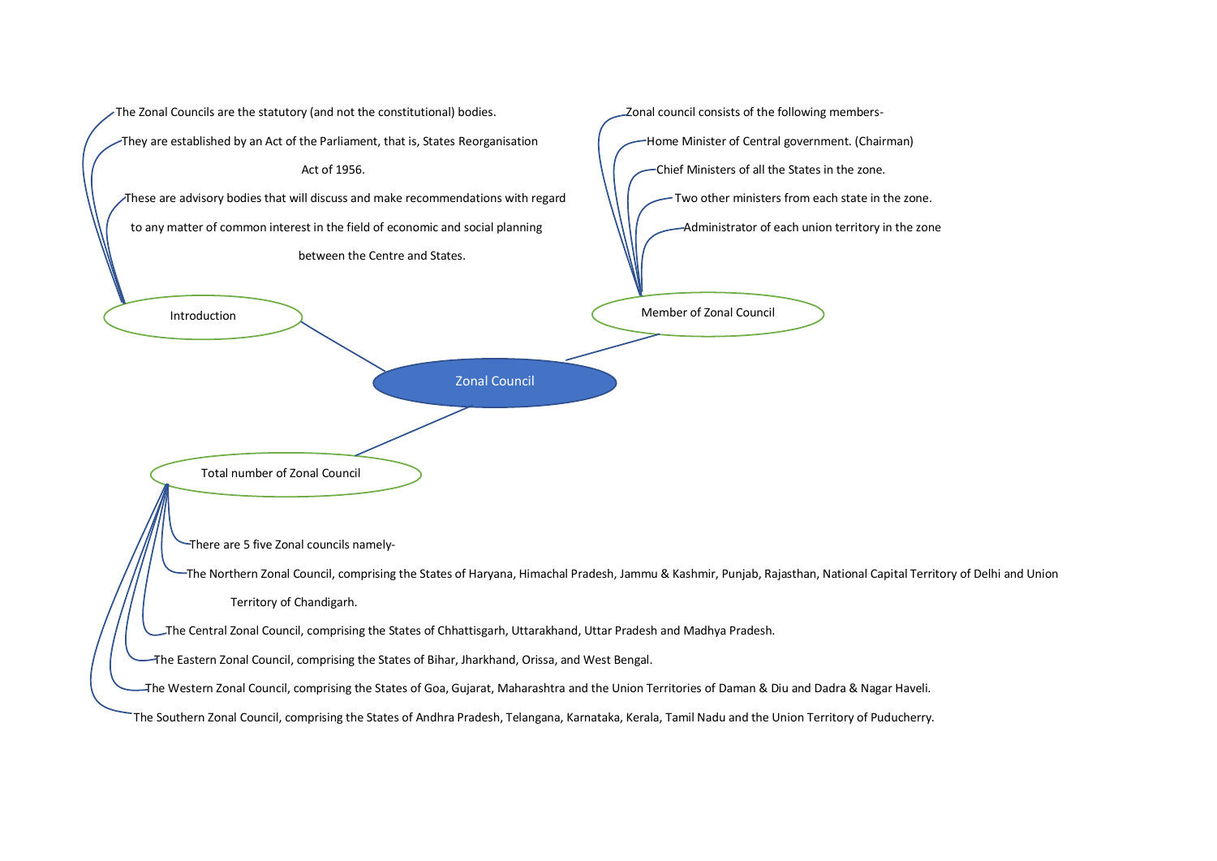# Zonal Council

## Introduction

- The Zonal Councils are the statutory (and not the constitutional) bodies.
- They are established by an Act of the Parliament, that is, States Reorganisation Act of 1956.
- These are advisory bodies that will discuss and make recommendations with regard to any matter of common interest in the field of economic and social planning between the Centre and States.

## Member of Zonal Council

- Zonal council consists of the following members-
- Home Minister of Central government. (Chairman)
- Chief Ministers of all the States in the zone.
- Two other ministers from each state in the zone.
- Administrator of each union territory in the zone

## Total number of Zonal Council

- There are 5 five Zonal councils namely-
- The Northern Zonal Council, comprising the States of Haryana, Himachal Pradesh, Jammu & Kashmir, Punjab, Rajasthan, National Capital Territory of Delhi and Union Territory of Chandigarh.
- The Central Zonal Council, comprising the States of Chhattisgarh, Uttarakhand, Uttar Pradesh and Madhya Pradesh.
- The Eastern Zonal Council, comprising the States of Bihar, Jharkhand, Orissa, and West Bengal.
- The Western Zonal Council, comprising the States of Goa, Gujarat, Maharashtra and the Union Territories of Daman & Diu and Dadra & Nagar Haveli.
- The Southern Zonal Council, comprising the States of Andhra Pradesh, Telangana, Karnataka, Kerala, Tamil Nadu and the Union Territory of Puducherry.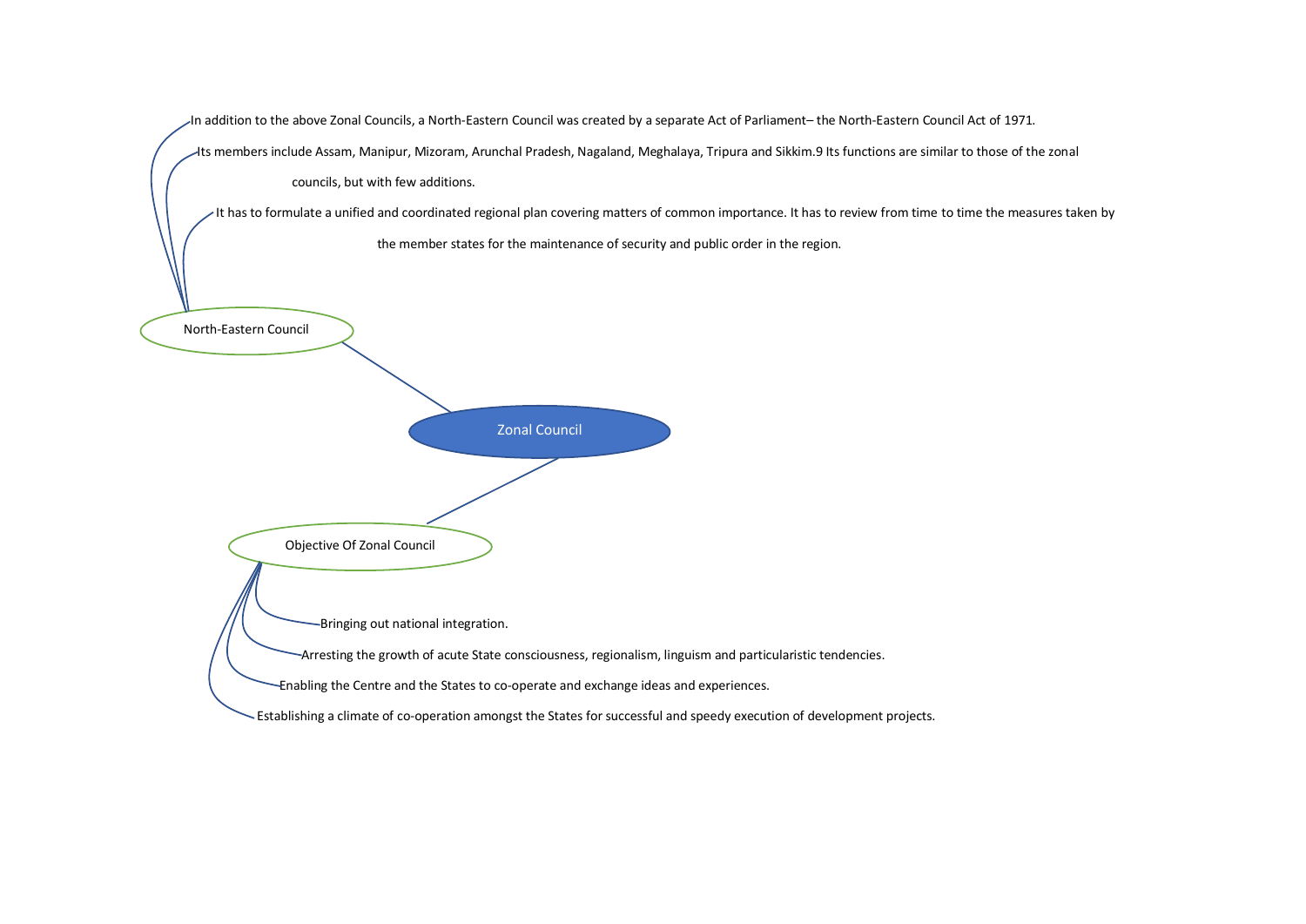## Zonal Council

### North-Eastern Council

- In addition to the above Zonal Councils, a North-Eastern Council was created by a separate Act of Parliament– the North-Eastern Council Act of 1971.
- Its members include Assam, Manipur, Mizoram, Arunchal Pradesh, Nagaland, Meghalaya, Tripura and Sikkim.9 Its functions are similar to those of the zonal councils, but with few additions.
- It has to formulate a unified and coordinated regional plan covering matters of common importance. It has to review from time to time the measures taken by the member states for the maintenance of security and public order in the region.

### Objective Of Zonal Council

- Bringing out national integration.
- Arresting the growth of acute State consciousness, regionalism, linguism and particularistic tendencies.
- Enabling the Centre and the States to co-operate and exchange ideas and experiences.
- Establishing a climate of co-operation amongst the States for successful and speedy execution of development projects.